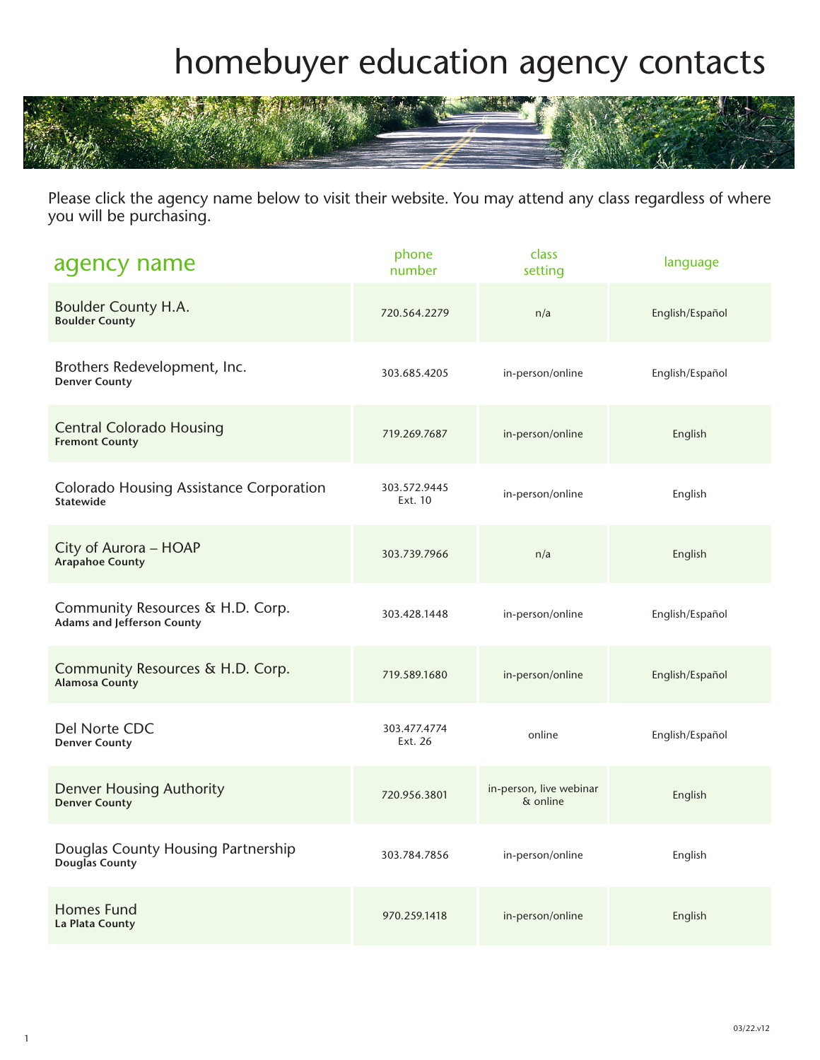# homebuyer education agency contacts

Please click the agency name below to visit their website. You may attend any class regardless of where you will be purchasing.

| agency name | phone number | class setting | language |
|---|---|---|---|
| Boulder County H.A.<br>**Boulder County** | 720.564.2279 | n/a | English/Español |
| Brothers Redevelopment, Inc.<br>**Denver County** | 303.685.4205 | in-person/online | English/Español |
| Central Colorado Housing<br>**Fremont County** | 719.269.7687 | in-person/online | English |
| Colorado Housing Assistance Corporation<br>**Statewide** | 303.572.9445 Ext. 10 | in-person/online | English |
| City of Aurora – HOAP<br>**Arapahoe County** | 303.739.7966 | n/a | English |
| Community Resources & H.D. Corp.<br>**Adams and Jefferson County** | 303.428.1448 | in-person/online | English/Español |
| Community Resources & H.D. Corp.<br>**Alamosa County** | 719.589.1680 | in-person/online | English/Español |
| Del Norte CDC<br>**Denver County** | 303.477.4774 Ext. 26 | online | English/Español |
| Denver Housing Authority<br>**Denver County** | 720.956.3801 | in-person, live webinar & online | English |
| Douglas County Housing Partnership<br>**Douglas County** | 303.784.7856 | in-person/online | English |
| Homes Fund<br>**La Plata County** | 970.259.1418 | in-person/online | English |

03/22.v12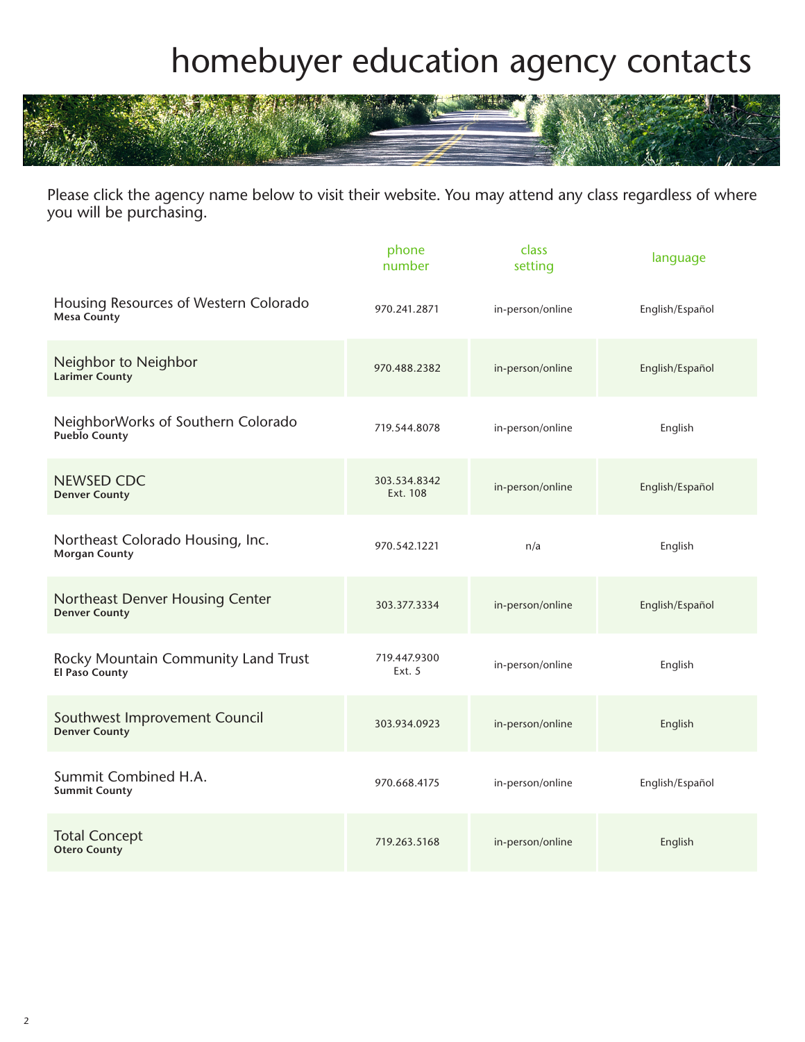# homebuyer education agency contacts

Please click the agency name below to visit their website. You may attend any class regardless of where you will be purchasing.

| | phone number | class setting | language |
|---|---|---|---|
| Housing Resources of Western Colorado **Mesa County** | 970.241.2871 | in-person/online | English/Español |
| Neighbor to Neighbor **Larimer County** | 970.488.2382 | in-person/online | English/Español |
| NeighborWorks of Southern Colorado **Pueblo County** | 719.544.8078 | in-person/online | English |
| NEWSED CDC **Denver County** | 303.534.8342 Ext. 108 | in-person/online | English/Español |
| Northeast Colorado Housing, Inc. **Morgan County** | 970.542.1221 | n/a | English |
| Northeast Denver Housing Center **Denver County** | 303.377.3334 | in-person/online | English/Español |
| Rocky Mountain Community Land Trust **El Paso County** | 719.447.9300 Ext. 5 | in-person/online | English |
| Southwest Improvement Council **Denver County** | 303.934.0923 | in-person/online | English |
| Summit Combined H.A. **Summit County** | 970.668.4175 | in-person/online | English/Español |
| Total Concept **Otero County** | 719.263.5168 | in-person/online | English |